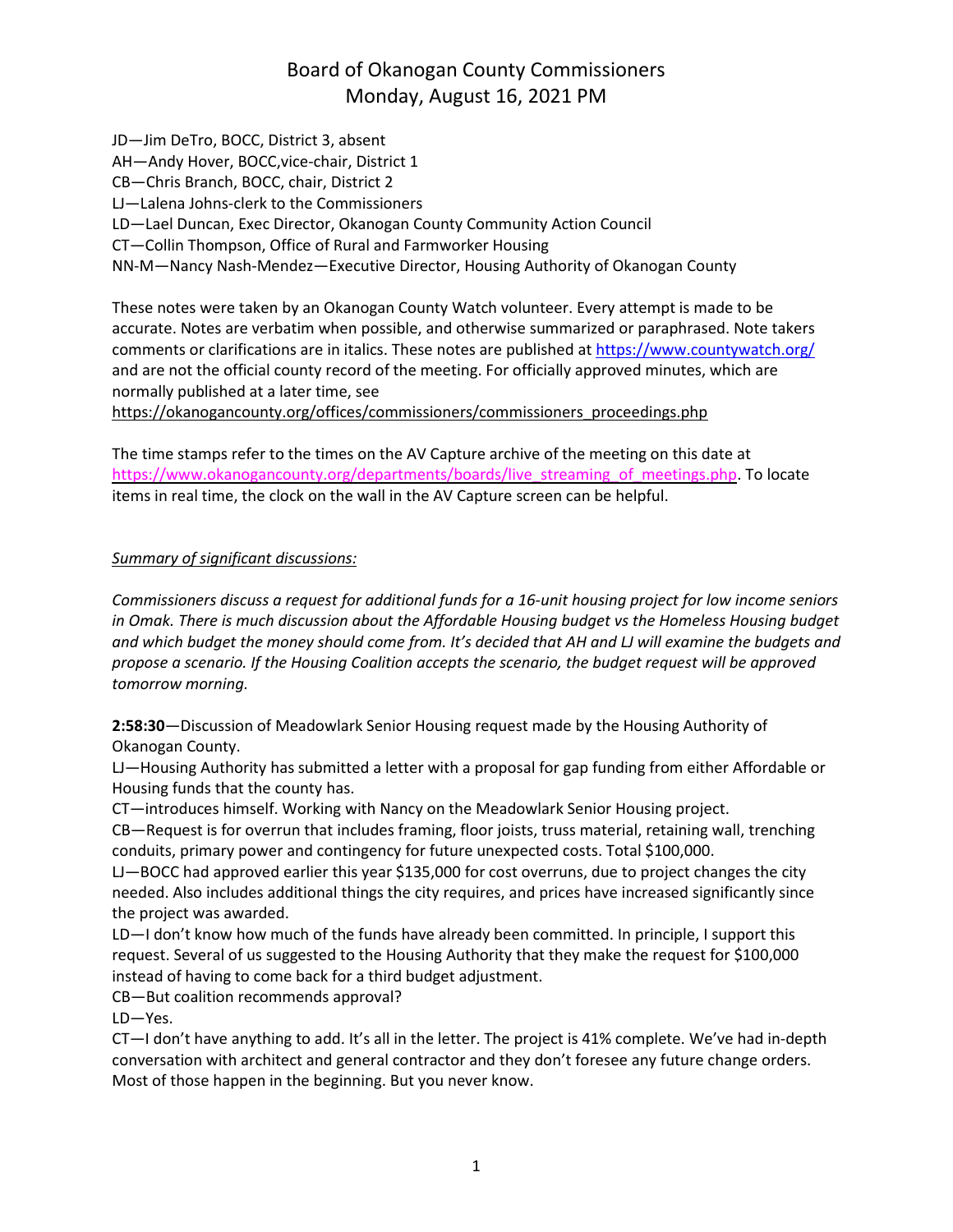# Board of Okanogan County Commissioners
## Monday, August 16, 2021 PM

JD—Jim DeTro, BOCC, District 3, absent
AH—Andy Hover, BOCC,vice-chair, District 1
CB—Chris Branch, BOCC, chair, District 2
LJ—Lalena Johns-clerk to the Commissioners
LD—Lael Duncan, Exec Director, Okanogan County Community Action Council
CT—Collin Thompson, Office of Rural and Farmworker Housing
NN-M—Nancy Nash-Mendez—Executive Director, Housing Authority of Okanogan County

These notes were taken by an Okanogan County Watch volunteer. Every attempt is made to be accurate. Notes are verbatim when possible, and otherwise summarized or paraphrased. Note takers comments or clarifications are in italics. These notes are published at https://www.countywatch.org/ and are not the official county record of the meeting. For officially approved minutes, which are normally published at a later time, see https://okanogancounty.org/offices/commissioners/commissioners_proceedings.php

The time stamps refer to the times on the AV Capture archive of the meeting on this date at https://www.okanogancounty.org/departments/boards/live_streaming_of_meetings.php. To locate items in real time, the clock on the wall in the AV Capture screen can be helpful.

*Summary of significant discussions:*

*Commissioners discuss a request for additional funds for a 16-unit housing project for low income seniors in Omak. There is much discussion about the Affordable Housing budget vs the Homeless Housing budget and which budget the money should come from. It's decided that AH and LJ will examine the budgets and propose a scenario. If the Housing Coalition accepts the scenario, the budget request will be approved tomorrow morning.*

**2:58:30**—Discussion of Meadowlark Senior Housing request made by the Housing Authority of Okanogan County.

LJ—Housing Authority has submitted a letter with a proposal for gap funding from either Affordable or Housing funds that the county has.

CT—introduces himself. Working with Nancy on the Meadowlark Senior Housing project.

CB—Request is for overrun that includes framing, floor joists, truss material, retaining wall, trenching conduits, primary power and contingency for future unexpected costs. Total $100,000.

LJ—BOCC had approved earlier this year $135,000 for cost overruns, due to project changes the city needed. Also includes additional things the city requires, and prices have increased significantly since the project was awarded.

LD—I don't know how much of the funds have already been committed. In principle, I support this request. Several of us suggested to the Housing Authority that they make the request for $100,000 instead of having to come back for a third budget adjustment.

CB—But coalition recommends approval?

LD—Yes.

CT—I don't have anything to add. It's all in the letter. The project is 41% complete. We've had in-depth conversation with architect and general contractor and they don't foresee any future change orders. Most of those happen in the beginning. But you never know.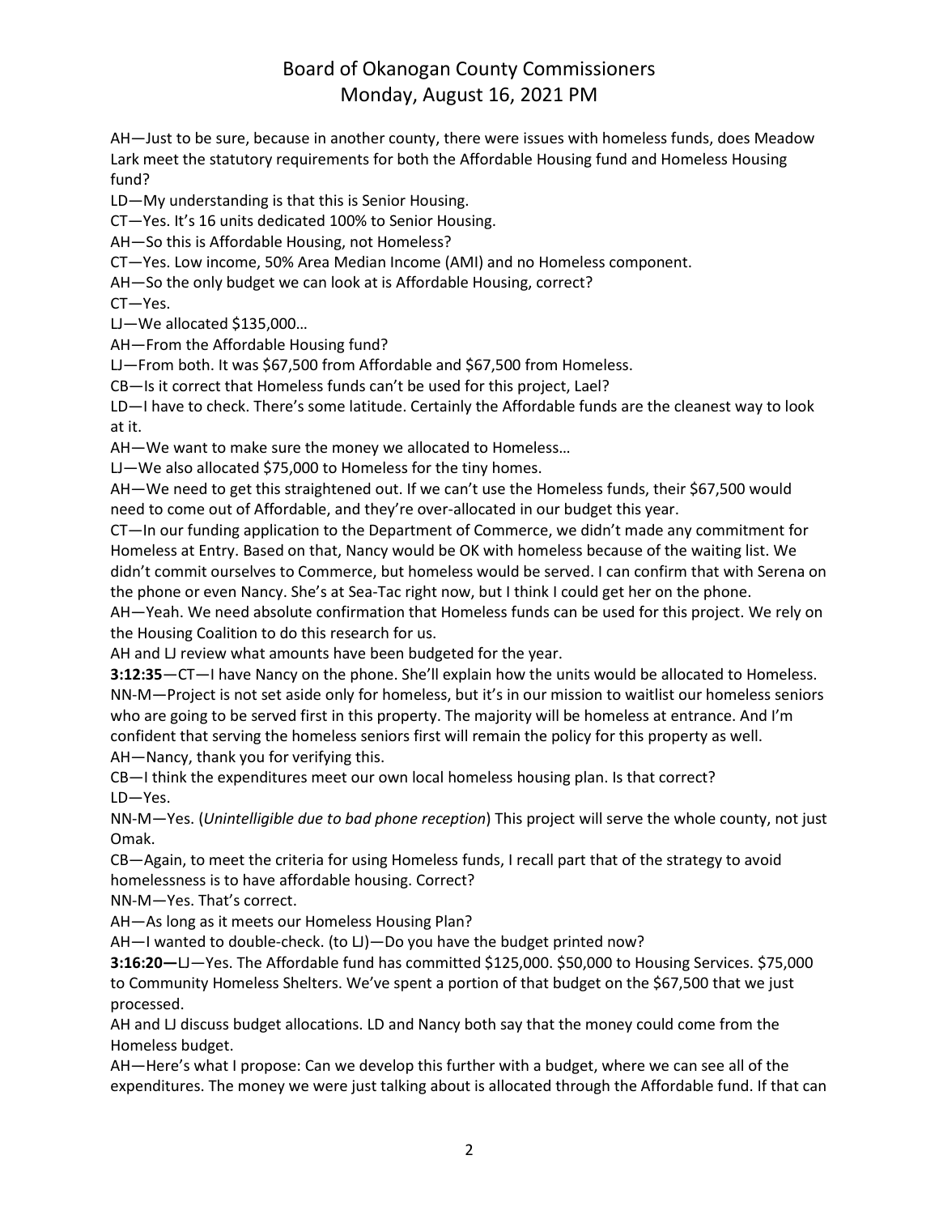AH—Just to be sure, because in another county, there were issues with homeless funds, does Meadow Lark meet the statutory requirements for both the Affordable Housing fund and Homeless Housing fund?

LD—My understanding is that this is Senior Housing.

CT—Yes. It's 16 units dedicated 100% to Senior Housing.

AH—So this is Affordable Housing, not Homeless?

CT—Yes. Low income, 50% Area Median Income (AMI) and no Homeless component.

AH—So the only budget we can look at is Affordable Housing, correct?

CT—Yes.

LJ—We allocated $135,000…

AH—From the Affordable Housing fund?

LJ—From both. It was $67,500 from Affordable and $67,500 from Homeless.

CB—Is it correct that Homeless funds can't be used for this project, Lael?

LD—I have to check. There's some latitude. Certainly the Affordable funds are the cleanest way to look at it.

AH—We want to make sure the money we allocated to Homeless…

LJ—We also allocated $75,000 to Homeless for the tiny homes.

AH—We need to get this straightened out. If we can't use the Homeless funds, their $67,500 would need to come out of Affordable, and they're over-allocated in our budget this year.

CT—In our funding application to the Department of Commerce, we didn't made any commitment for Homeless at Entry. Based on that, Nancy would be OK with homeless because of the waiting list. We didn't commit ourselves to Commerce, but homeless would be served. I can confirm that with Serena on the phone or even Nancy. She's at Sea-Tac right now, but I think I could get her on the phone.

AH—Yeah. We need absolute confirmation that Homeless funds can be used for this project. We rely on the Housing Coalition to do this research for us.

AH and LJ review what amounts have been budgeted for the year.

**3:12:35**—CT—I have Nancy on the phone. She'll explain how the units would be allocated to Homeless.

NN-M—Project is not set aside only for homeless, but it's in our mission to waitlist our homeless seniors who are going to be served first in this property. The majority will be homeless at entrance. And I'm confident that serving the homeless seniors first will remain the policy for this property as well.

AH—Nancy, thank you for verifying this.

CB—I think the expenditures meet our own local homeless housing plan. Is that correct?

LD—Yes.

NN-M—Yes. (*Unintelligible due to bad phone reception*) This project will serve the whole county, not just Omak.

CB—Again, to meet the criteria for using Homeless funds, I recall part that of the strategy to avoid homelessness is to have affordable housing. Correct?

NN-M—Yes. That's correct.

AH—As long as it meets our Homeless Housing Plan?

AH—I wanted to double-check. (to LJ)—Do you have the budget printed now?

**3:16:20—**LJ—Yes. The Affordable fund has committed $125,000. $50,000 to Housing Services. $75,000 to Community Homeless Shelters. We've spent a portion of that budget on the $67,500 that we just processed.

AH and LJ discuss budget allocations. LD and Nancy both say that the money could come from the Homeless budget.

AH—Here's what I propose: Can we develop this further with a budget, where we can see all of the expenditures. The money we were just talking about is allocated through the Affordable fund. If that can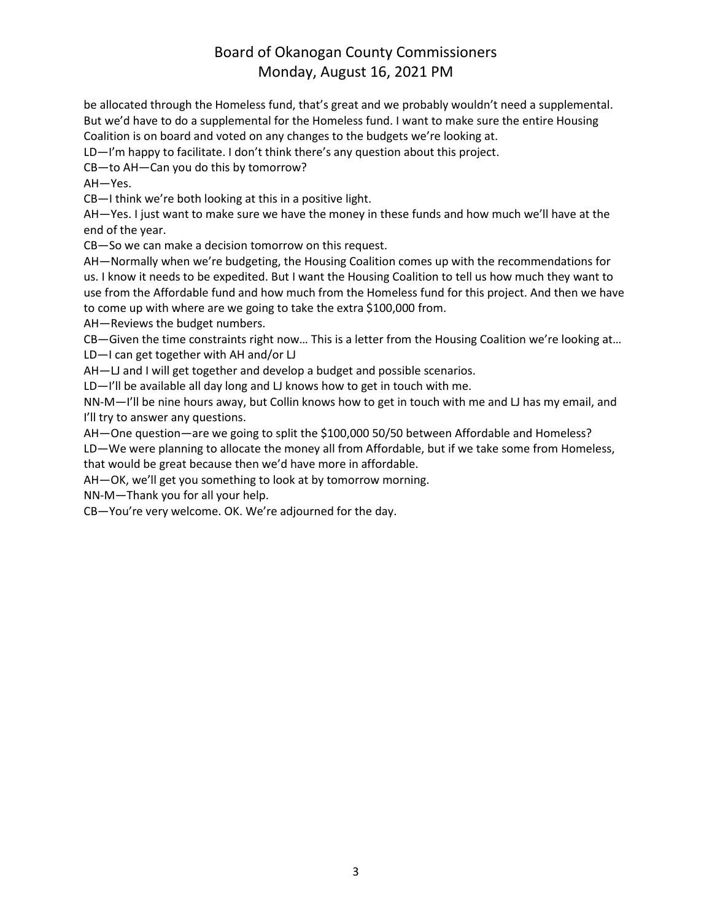be allocated through the Homeless fund, that's great and we probably wouldn't need a supplemental. But we'd have to do a supplemental for the Homeless fund. I want to make sure the entire Housing Coalition is on board and voted on any changes to the budgets we're looking at.

LD—I'm happy to facilitate. I don't think there's any question about this project.

CB—to AH—Can you do this by tomorrow?

AH—Yes.

CB—I think we're both looking at this in a positive light.

AH—Yes. I just want to make sure we have the money in these funds and how much we'll have at the end of the year.

CB—So we can make a decision tomorrow on this request.

AH—Normally when we're budgeting, the Housing Coalition comes up with the recommendations for us. I know it needs to be expedited. But I want the Housing Coalition to tell us how much they want to use from the Affordable fund and how much from the Homeless fund for this project. And then we have to come up with where are we going to take the extra $100,000 from.

AH—Reviews the budget numbers.

CB—Given the time constraints right now… This is a letter from the Housing Coalition we're looking at…

LD—I can get together with AH and/or LJ

AH—LJ and I will get together and develop a budget and possible scenarios.

LD—I'll be available all day long and LJ knows how to get in touch with me.

NN-M—I'll be nine hours away, but Collin knows how to get in touch with me and LJ has my email, and I'll try to answer any questions.

AH—One question—are we going to split the $100,000 50/50 between Affordable and Homeless?

LD—We were planning to allocate the money all from Affordable, but if we take some from Homeless, that would be great because then we'd have more in affordable.

AH—OK, we'll get you something to look at by tomorrow morning.

NN-M—Thank you for all your help.

CB—You're very welcome. OK. We're adjourned for the day.